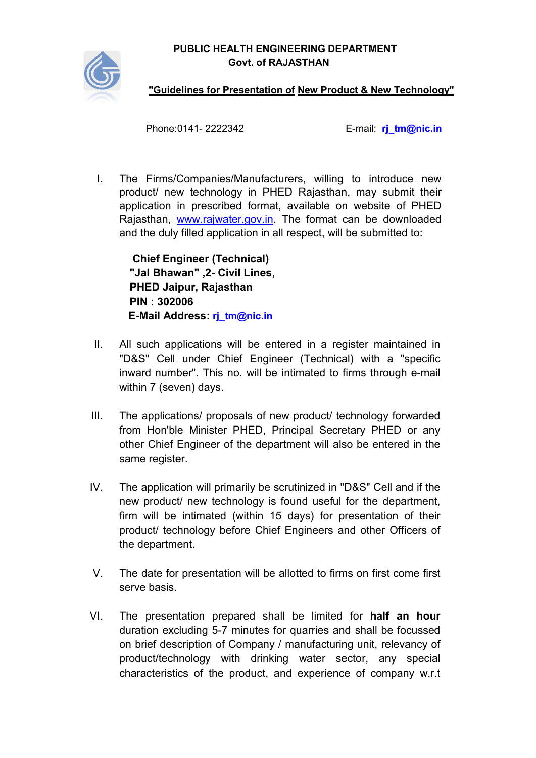**PUBLIC HEALTH ENGINEERING DEPARTMENT**
**Govt. of RAJASTHAN**

**"Guidelines for Presentation of New Product & New Technology"**

Phone:0141- 2222342 E-mail: **rj_tm@nic.in**

I. The Firms/Companies/Manufacturers, willing to introduce new product/ new technology in PHED Rajasthan, may submit their application in prescribed format, available on website of PHED Rajasthan, www.rajwater.gov.in. The format can be downloaded and the duly filled application in all respect, will be submitted to:

   **Chief Engineer (Technical)**
   **"Jal Bhawan" ,2- Civil Lines,**
   **PHED Jaipur, Rajasthan**
   **PIN : 302006**
   **E-Mail Address: rj_tm@nic.in**

II. All such applications will be entered in a register maintained in "D&S" Cell under Chief Engineer (Technical) with a "specific inward number". This no. will be intimated to firms through e-mail within 7 (seven) days.

III. The applications/ proposals of new product/ technology forwarded from Hon'ble Minister PHED, Principal Secretary PHED or any other Chief Engineer of the department will also be entered in the same register.

IV. The application will primarily be scrutinized in "D&S" Cell and if the new product/ new technology is found useful for the department, firm will be intimated (within 15 days) for presentation of their product/ technology before Chief Engineers and other Officers of the department.

V. The date for presentation will be allotted to firms on first come first serve basis.

VI. The presentation prepared shall be limited for **half an hour** duration excluding 5-7 minutes for quarries and shall be focussed on brief description of Company / manufacturing unit, relevancy of product/technology with drinking water sector, any special characteristics of the product, and experience of company w.r.t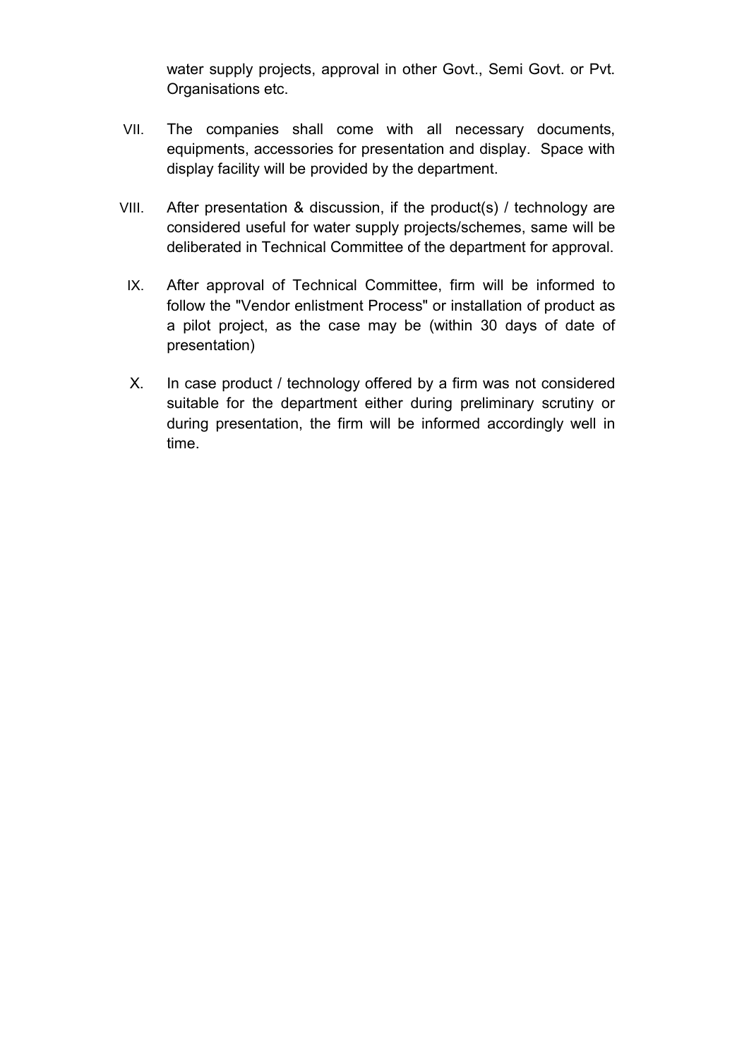water supply projects, approval in other Govt., Semi Govt. or Pvt. Organisations etc.

VII. The companies shall come with all necessary documents, equipments, accessories for presentation and display. Space with display facility will be provided by the department.

VIII. After presentation & discussion, if the product(s) / technology are considered useful for water supply projects/schemes, same will be deliberated in Technical Committee of the department for approval.

IX. After approval of Technical Committee, firm will be informed to follow the "Vendor enlistment Process" or installation of product as a pilot project, as the case may be (within 30 days of date of presentation)

X. In case product / technology offered by a firm was not considered suitable for the department either during preliminary scrutiny or during presentation, the firm will be informed accordingly well in time.